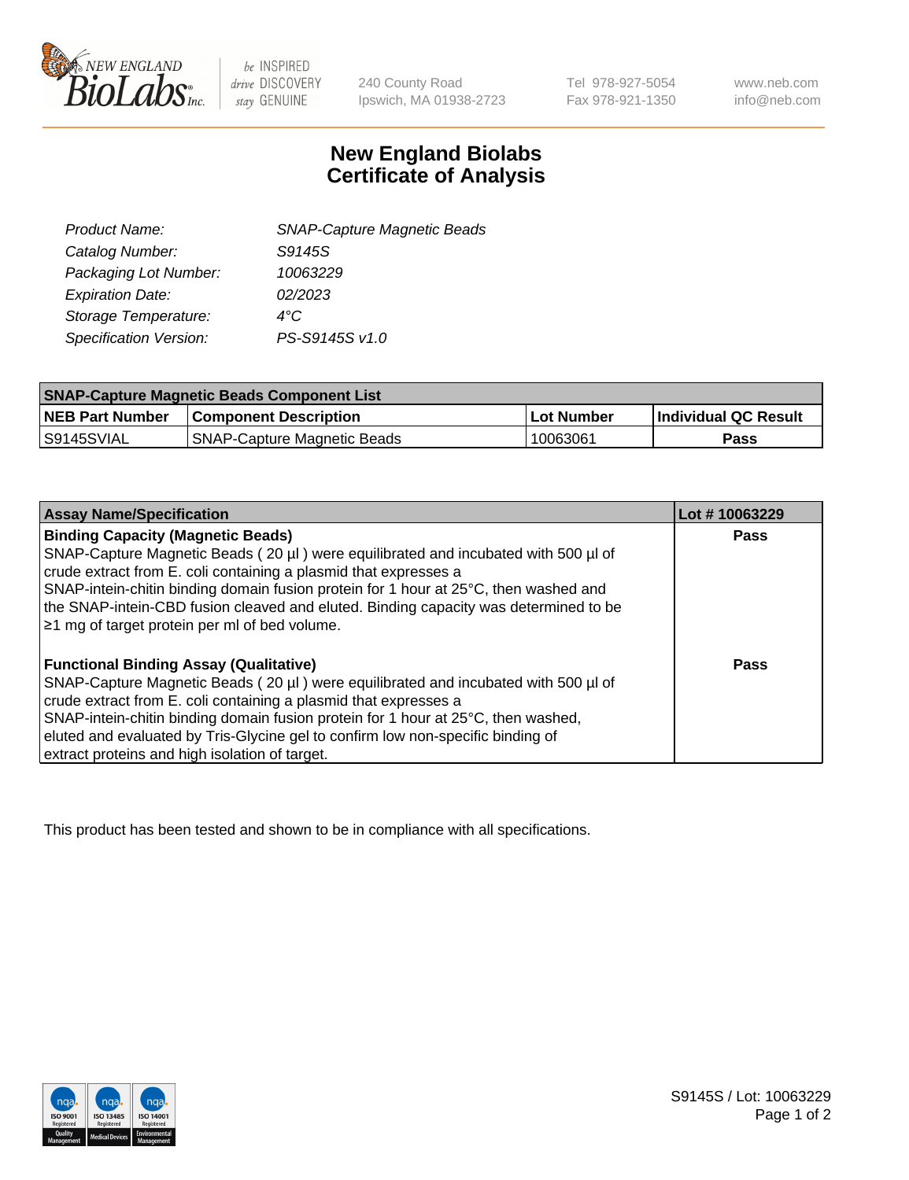New England BioLabs Inc. — be INSPIRED drive DISCOVERY stay GENUINE

240 County Road
Ipswich, MA 01938-2723

Tel 978-927-5054
Fax 978-921-1350

www.neb.com
info@neb.com

# New England Biolabs Certificate of Analysis

| | |
|---|---|
| *Product Name:* | *SNAP-Capture Magnetic Beads* |
| *Catalog Number:* | *S9145S* |
| *Packaging Lot Number:* | *10063229* |
| *Expiration Date:* | *02/2023* |
| *Storage Temperature:* | *4°C* |
| *Specification Version:* | *PS-S9145S v1.0* |

| SNAP-Capture Magnetic Beads Component List | | | |
|---|---|---|---|
| **NEB Part Number** | **Component Description** | **Lot Number** | **Individual QC Result** |
| S9145SVIAL | SNAP-Capture Magnetic Beads | 10063061 | **Pass** |

| Assay Name/Specification | Lot # 10063229 |
|---|---|
| **Binding Capacity (Magnetic Beads)** SNAP-Capture Magnetic Beads ( 20 µl ) were equilibrated and incubated with 500 µl of crude extract from E. coli containing a plasmid that expresses a SNAP-intein-chitin binding domain fusion protein for 1 hour at 25°C, then washed and the SNAP-intein-CBD fusion cleaved and eluted. Binding capacity was determined to be ≥1 mg of target protein per ml of bed volume. | **Pass** |
| **Functional Binding Assay (Qualitative)** SNAP-Capture Magnetic Beads ( 20 µl ) were equilibrated and incubated with 500 µl of crude extract from E. coli containing a plasmid that expresses a SNAP-intein-chitin binding domain fusion protein for 1 hour at 25°C, then washed, eluted and evaluated by Tris-Glycine gel to confirm low non-specific binding of extract proteins and high isolation of target. | **Pass** |

This product has been tested and shown to be in compliance with all specifications.

S9145S / Lot: 10063229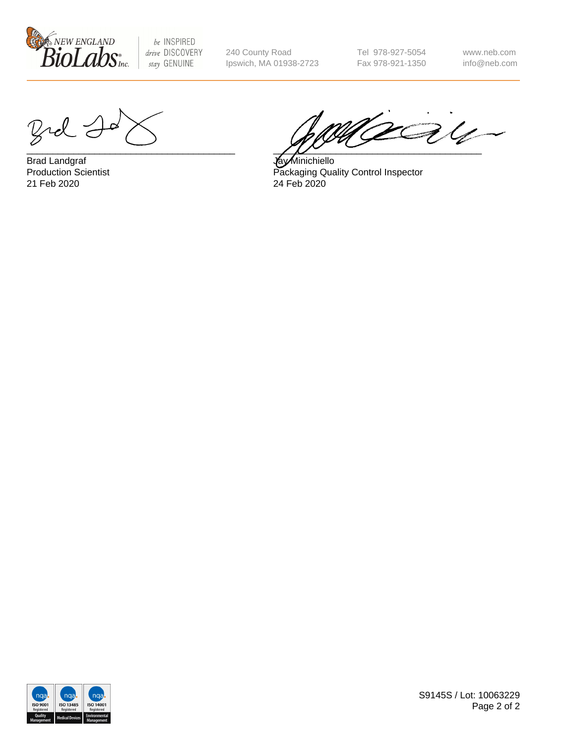Brad Landgraf
Production Scientist
21 Feb 2020

Jay Minichiello
Packaging Quality Control Inspector
24 Feb 2020

S9145S / Lot: 10063229